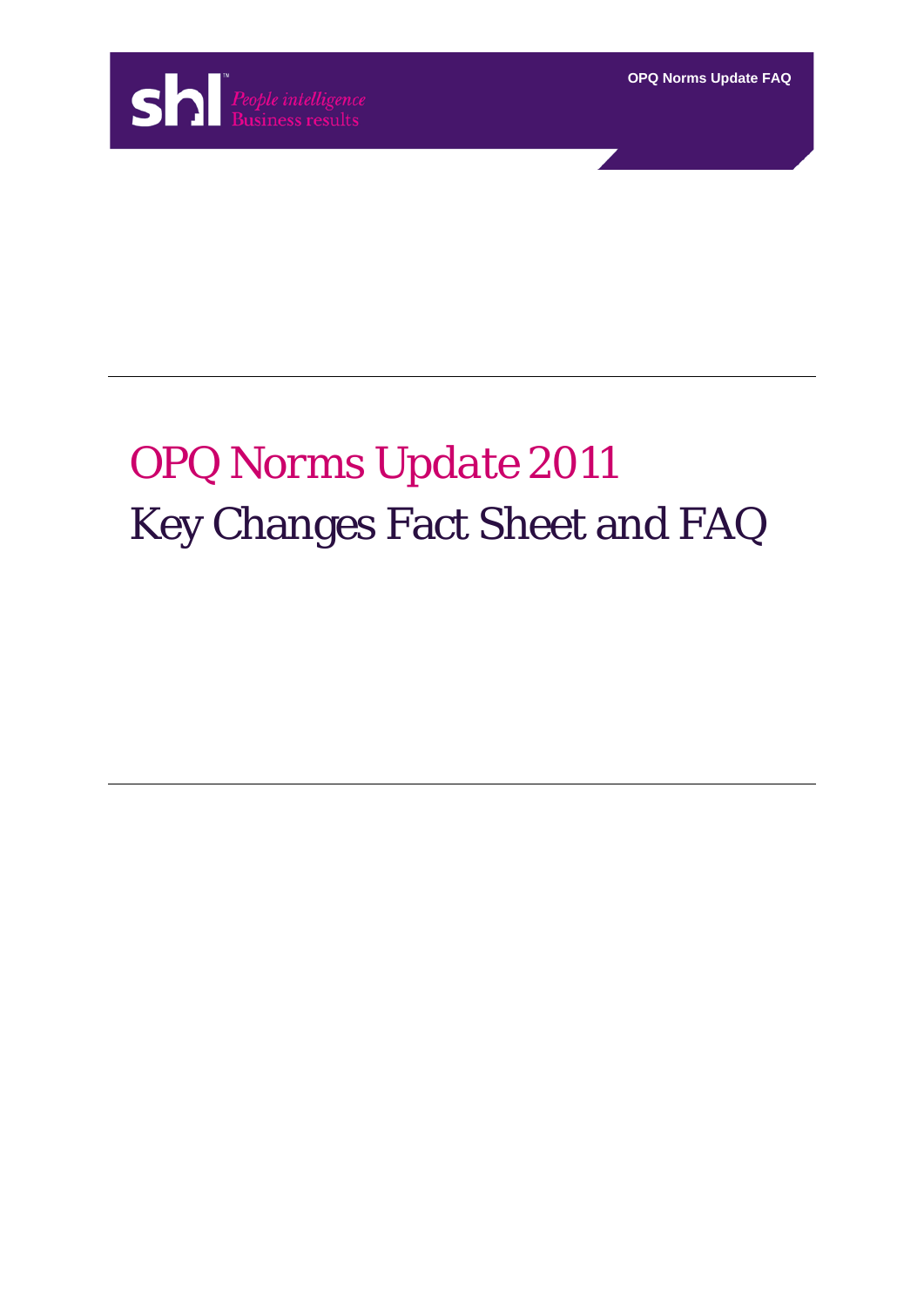# OPQ Norms Update 2011

## Key Changes Fact Sheet and FAQ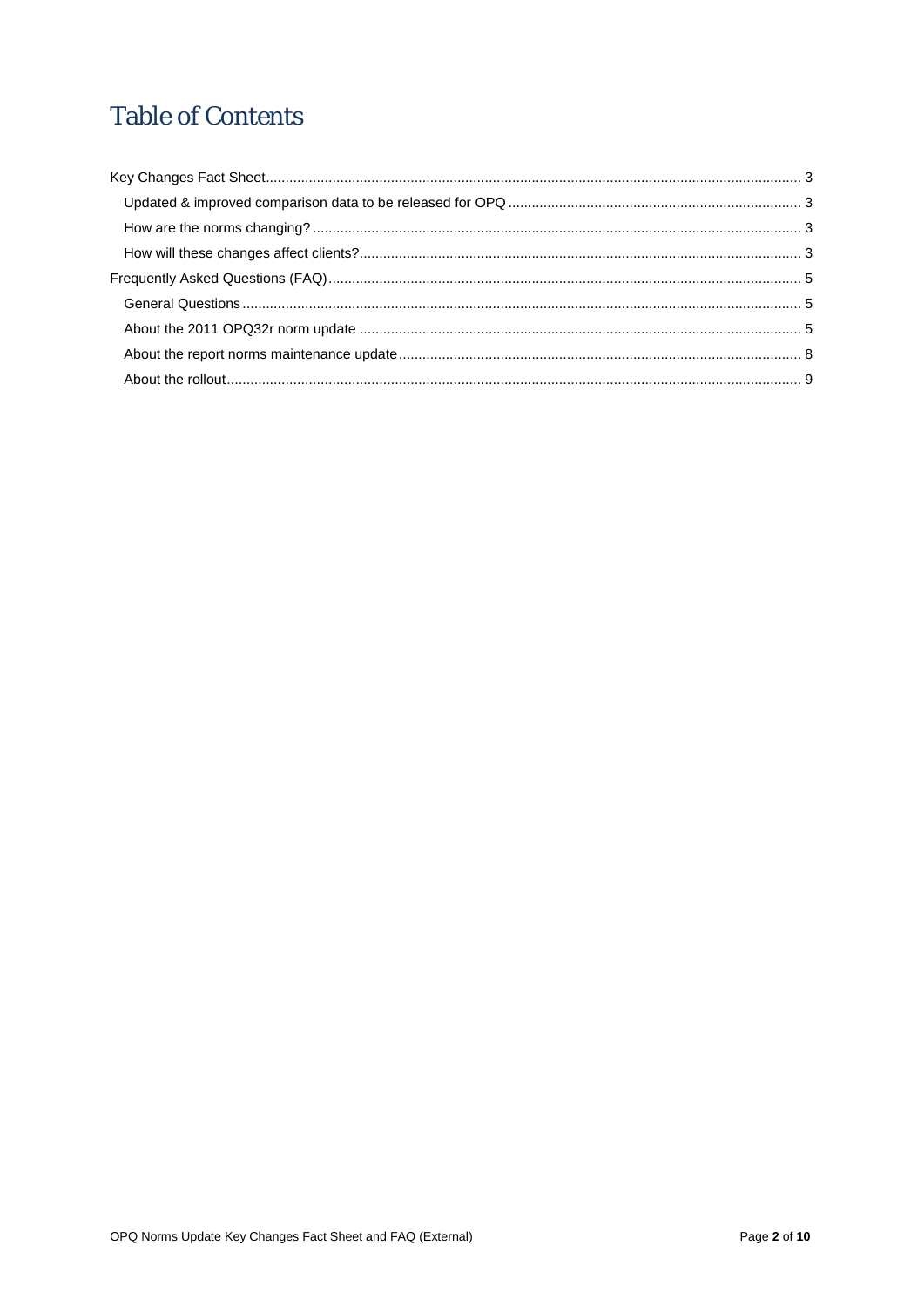# Table of Contents

- Key Changes Fact Sheet ........ 3
  - Updated & improved comparison data to be released for OPQ ........ 3
  - How are the norms changing? ........ 3
  - How will these changes affect clients? ........ 3
- Frequently Asked Questions (FAQ) ........ 5
  - General Questions ........ 5
  - About the 2011 OPQ32r norm update ........ 5
  - About the report norms maintenance update ........ 8
  - About the rollout ........ 9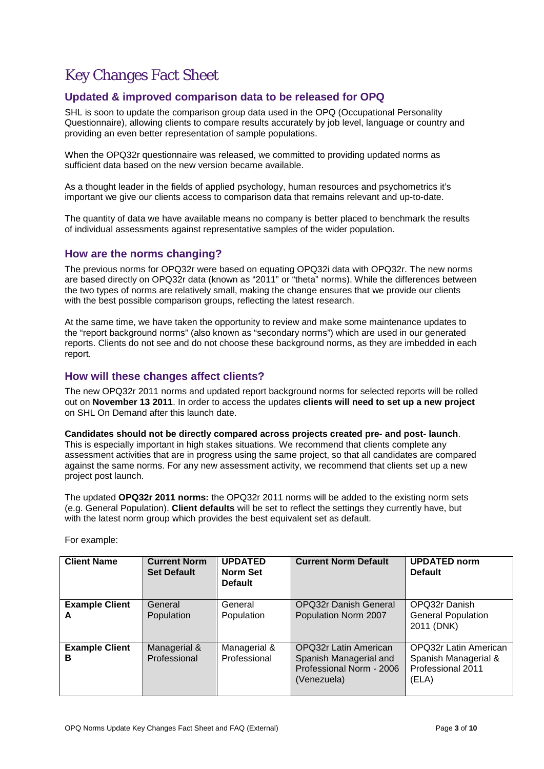# Key Changes Fact Sheet

## Updated & improved comparison data to be released for OPQ

SHL is soon to update the comparison group data used in the OPQ (Occupational Personality Questionnaire), allowing clients to compare results accurately by job level, language or country and providing an even better representation of sample populations.

When the OPQ32r questionnaire was released, we committed to providing updated norms as sufficient data based on the new version became available.

As a thought leader in the fields of applied psychology, human resources and psychometrics it's important we give our clients access to comparison data that remains relevant and up-to-date.

The quantity of data we have available means no company is better placed to benchmark the results of individual assessments against representative samples of the wider population.

## How are the norms changing?

The previous norms for OPQ32r were based on equating OPQ32i data with OPQ32r. The new norms are based directly on OPQ32r data (known as "2011" or "theta" norms). While the differences between the two types of norms are relatively small, making the change ensures that we provide our clients with the best possible comparison groups, reflecting the latest research.

At the same time, we have taken the opportunity to review and make some maintenance updates to the "report background norms" (also known as "secondary norms") which are used in our generated reports. Clients do not see and do not choose these background norms, as they are imbedded in each report.

## How will these changes affect clients?

The new OPQ32r 2011 norms and updated report background norms for selected reports will be rolled out on **November 13 2011**. In order to access the updates **clients will need to set up a new project** on SHL On Demand after this launch date.

**Candidates should not be directly compared across projects created pre- and post- launch**. This is especially important in high stakes situations. We recommend that clients complete any assessment activities that are in progress using the same project, so that all candidates are compared against the same norms. For any new assessment activity, we recommend that clients set up a new project post launch.

The updated **OPQ32r 2011 norms:** the OPQ32r 2011 norms will be added to the existing norm sets (e.g. General Population). **Client defaults** will be set to reflect the settings they currently have, but with the latest norm group which provides the best equivalent set as default.

For example:

| Client Name | Current Norm Set Default | UPDATED Norm Set Default | Current Norm Default | UPDATED norm Default |
|---|---|---|---|---|
| **Example Client A** | General Population | General Population | OPQ32r Danish General Population Norm 2007 | OPQ32r Danish General Population 2011 (DNK) |
| **Example Client B** | Managerial & Professional | Managerial & Professional | OPQ32r Latin American Spanish Managerial and Professional Norm - 2006 (Venezuela) | OPQ32r Latin American Spanish Managerial & Professional 2011 (ELA) |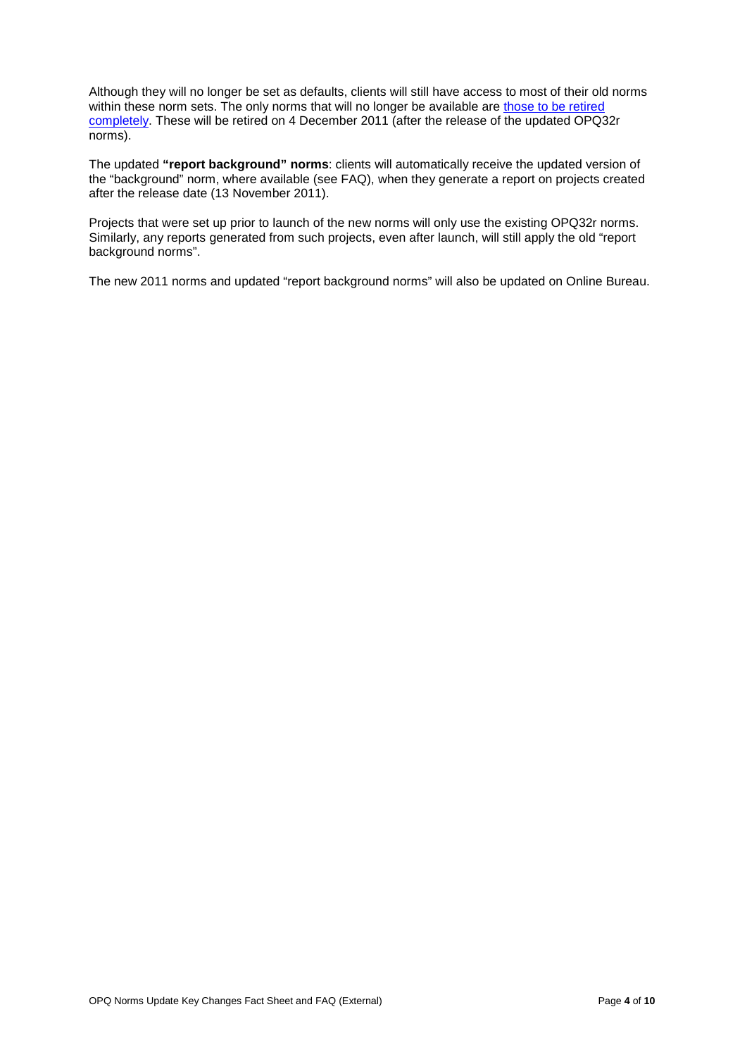Although they will no longer be set as defaults, clients will still have access to most of their old norms within these norm sets. The only norms that will no longer be available are those to be retired completely. These will be retired on 4 December 2011 (after the release of the updated OPQ32r norms).

The updated **"report background" norms**: clients will automatically receive the updated version of the "background" norm, where available (see FAQ), when they generate a report on projects created after the release date (13 November 2011).

Projects that were set up prior to launch of the new norms will only use the existing OPQ32r norms. Similarly, any reports generated from such projects, even after launch, will still apply the old "report background norms".

The new 2011 norms and updated "report background norms" will also be updated on Online Bureau.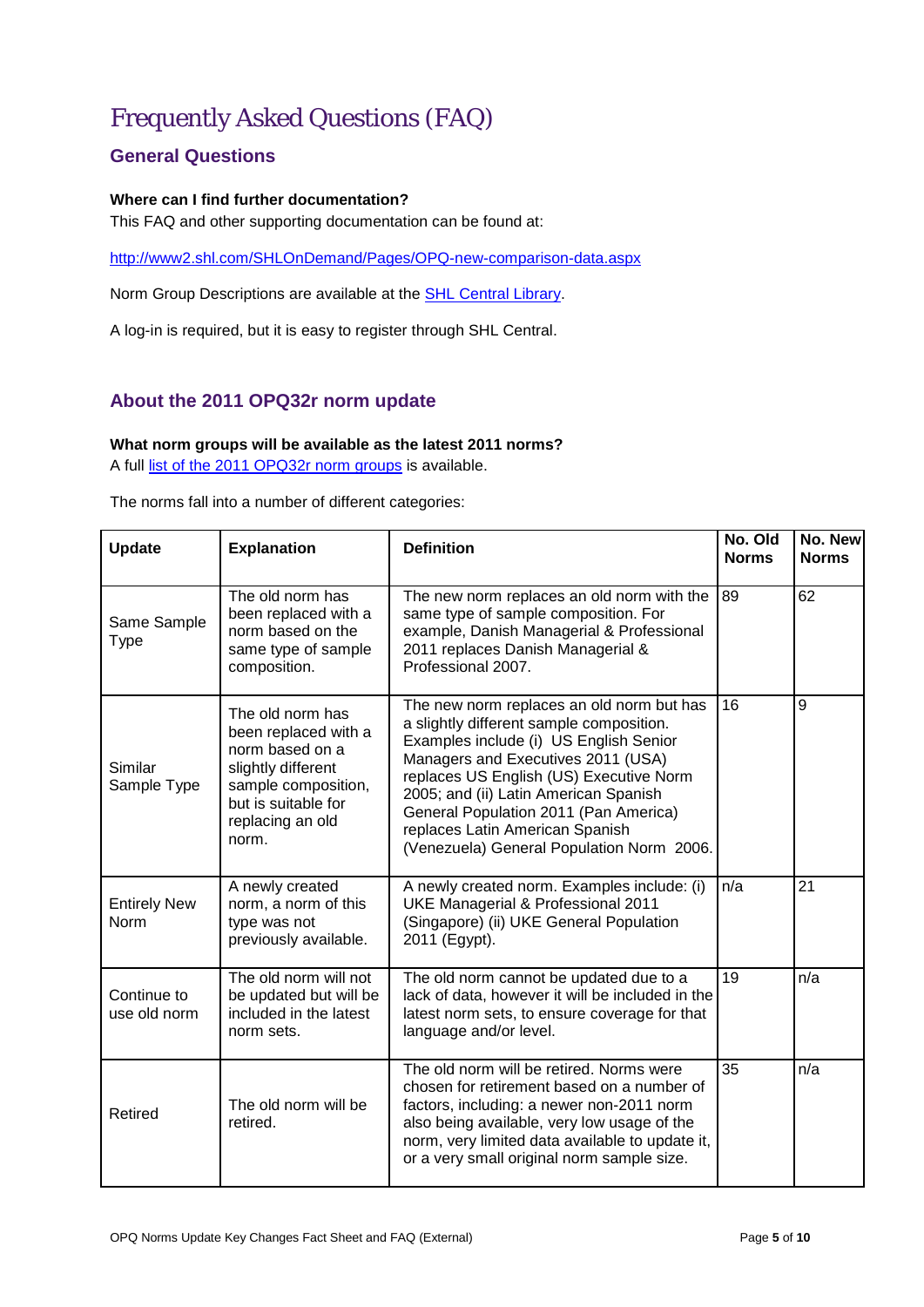# Frequently Asked Questions (FAQ)

## General Questions

**Where can I find further documentation?**

This FAQ and other supporting documentation can be found at:

http://www2.shl.com/SHLOnDemand/Pages/OPQ-new-comparison-data.aspx

Norm Group Descriptions are available at the SHL Central Library.

A log-in is required, but it is easy to register through SHL Central.

## About the 2011 OPQ32r norm update

**What norm groups will be available as the latest 2011 norms?**

A full list of the 2011 OPQ32r norm groups is available.

The norms fall into a number of different categories:

| Update | Explanation | Definition | No. Old Norms | No. New Norms |
|---|---|---|---|---|
| Same Sample Type | The old norm has been replaced with a norm based on the same type of sample composition. | The new norm replaces an old norm with the same type of sample composition. For example, Danish Managerial & Professional 2011 replaces Danish Managerial & Professional 2007. | 89 | 62 |
| Similar Sample Type | The old norm has been replaced with a norm based on a slightly different sample composition, but is suitable for replacing an old norm. | The new norm replaces an old norm but has a slightly different sample composition. Examples include (i) US English Senior Managers and Executives 2011 (USA) replaces US English (US) Executive Norm 2005; and (ii) Latin American Spanish General Population 2011 (Pan America) replaces Latin American Spanish (Venezuela) General Population Norm 2006. | 16 | 9 |
| Entirely New Norm | A newly created norm, a norm of this type was not previously available. | A newly created norm. Examples include: (i) UKE Managerial & Professional 2011 (Singapore) (ii) UKE General Population 2011 (Egypt). | n/a | 21 |
| Continue to use old norm | The old norm will not be updated but will be included in the latest norm sets. | The old norm cannot be updated due to a lack of data, however it will be included in the latest norm sets, to ensure coverage for that language and/or level. | 19 | n/a |
| Retired | The old norm will be retired. | The old norm will be retired. Norms were chosen for retirement based on a number of factors, including: a newer non-2011 norm also being available, very low usage of the norm, very limited data available to update it, or a very small original norm sample size. | 35 | n/a |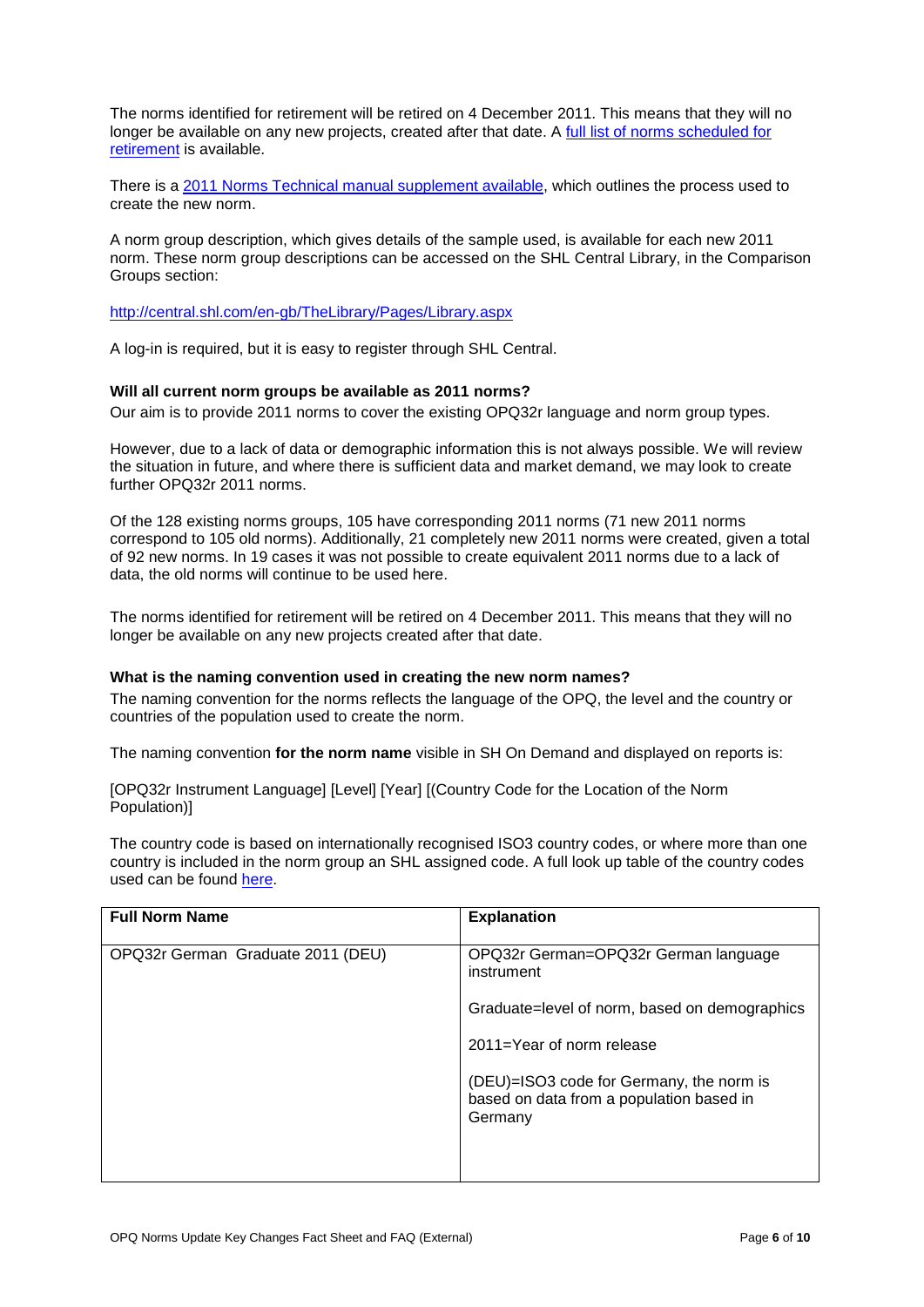The norms identified for retirement will be retired on 4 December 2011. This means that they will no longer be available on any new projects, created after that date. A full list of norms scheduled for retirement is available.

There is a 2011 Norms Technical manual supplement available, which outlines the process used to create the new norm.

A norm group description, which gives details of the sample used, is available for each new 2011 norm. These norm group descriptions can be accessed on the SHL Central Library, in the Comparison Groups section:

http://central.shl.com/en-gb/TheLibrary/Pages/Library.aspx

A log-in is required, but it is easy to register through SHL Central.

**Will all current norm groups be available as 2011 norms?**

Our aim is to provide 2011 norms to cover the existing OPQ32r language and norm group types.

However, due to a lack of data or demographic information this is not always possible. We will review the situation in future, and where there is sufficient data and market demand, we may look to create further OPQ32r 2011 norms.

Of the 128 existing norms groups, 105 have corresponding 2011 norms (71 new 2011 norms correspond to 105 old norms). Additionally, 21 completely new 2011 norms were created, given a total of 92 new norms. In 19 cases it was not possible to create equivalent 2011 norms due to a lack of data, the old norms will continue to be used here.

The norms identified for retirement will be retired on 4 December 2011. This means that they will no longer be available on any new projects created after that date.

**What is the naming convention used in creating the new norm names?**

The naming convention for the norms reflects the language of the OPQ, the level and the country or countries of the population used to create the norm.

The naming convention **for the norm name** visible in SH On Demand and displayed on reports is:

[OPQ32r Instrument Language] [Level] [Year] [(Country Code for the Location of the Norm Population)]

The country code is based on internationally recognised ISO3 country codes, or where more than one country is included in the norm group an SHL assigned code. A full look up table of the country codes used can be found here.

| Full Norm Name | Explanation |
|---|---|
| OPQ32r German Graduate 2011 (DEU) | OPQ32r German=OPQ32r German language instrument<br><br>Graduate=level of norm, based on demographics<br><br>2011=Year of norm release<br><br>(DEU)=ISO3 code for Germany, the norm is based on data from a population based in Germany |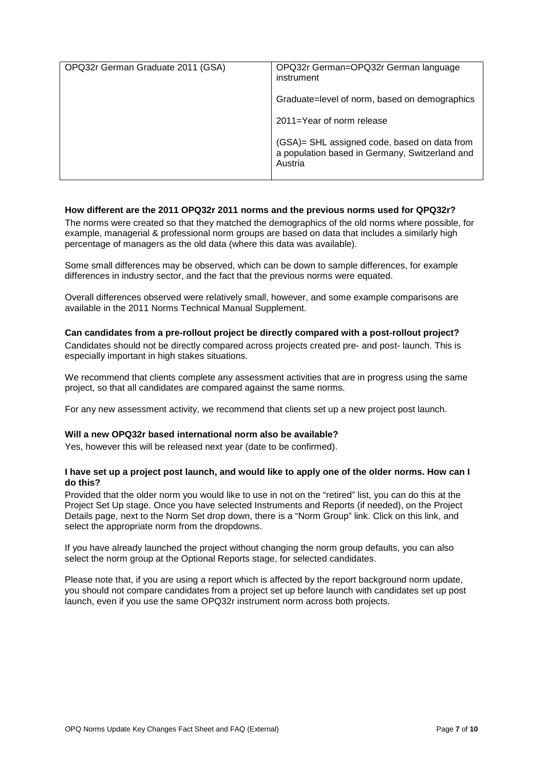| OPQ32r German Graduate 2011 (GSA) | OPQ32r German=OPQ32r German language instrument<br><br>Graduate=level of norm, based on demographics<br><br>2011=Year of norm release<br><br>(GSA)= SHL assigned code, based on data from a population based in Germany, Switzerland and Austria |
|---|---|

**How different are the 2011 OPQ32r 2011 norms and the previous norms used for QPQ32r?**

The norms were created so that they matched the demographics of the old norms where possible, for example, managerial & professional norm groups are based on data that includes a similarly high percentage of managers as the old data (where this data was available).

Some small differences may be observed, which can be down to sample differences, for example differences in industry sector, and the fact that the previous norms were equated.

Overall differences observed were relatively small, however, and some example comparisons are available in the 2011 Norms Technical Manual Supplement.

**Can candidates from a pre-rollout project be directly compared with a post-rollout project?**

Candidates should not be directly compared across projects created pre- and post- launch. This is especially important in high stakes situations.

We recommend that clients complete any assessment activities that are in progress using the same project, so that all candidates are compared against the same norms.

For any new assessment activity, we recommend that clients set up a new project post launch.

**Will a new OPQ32r based international norm also be available?**

Yes, however this will be released next year (date to be confirmed).

**I have set up a project post launch, and would like to apply one of the older norms. How can I do this?**

Provided that the older norm you would like to use in not on the "retired" list, you can do this at the Project Set Up stage. Once you have selected Instruments and Reports (if needed), on the Project Details page, next to the Norm Set drop down, there is a "Norm Group" link. Click on this link, and select the appropriate norm from the dropdowns.

If you have already launched the project without changing the norm group defaults, you can also select the norm group at the Optional Reports stage, for selected candidates.

Please note that, if you are using a report which is affected by the report background norm update, you should not compare candidates from a project set up before launch with candidates set up post launch, even if you use the same OPQ32r instrument norm across both projects.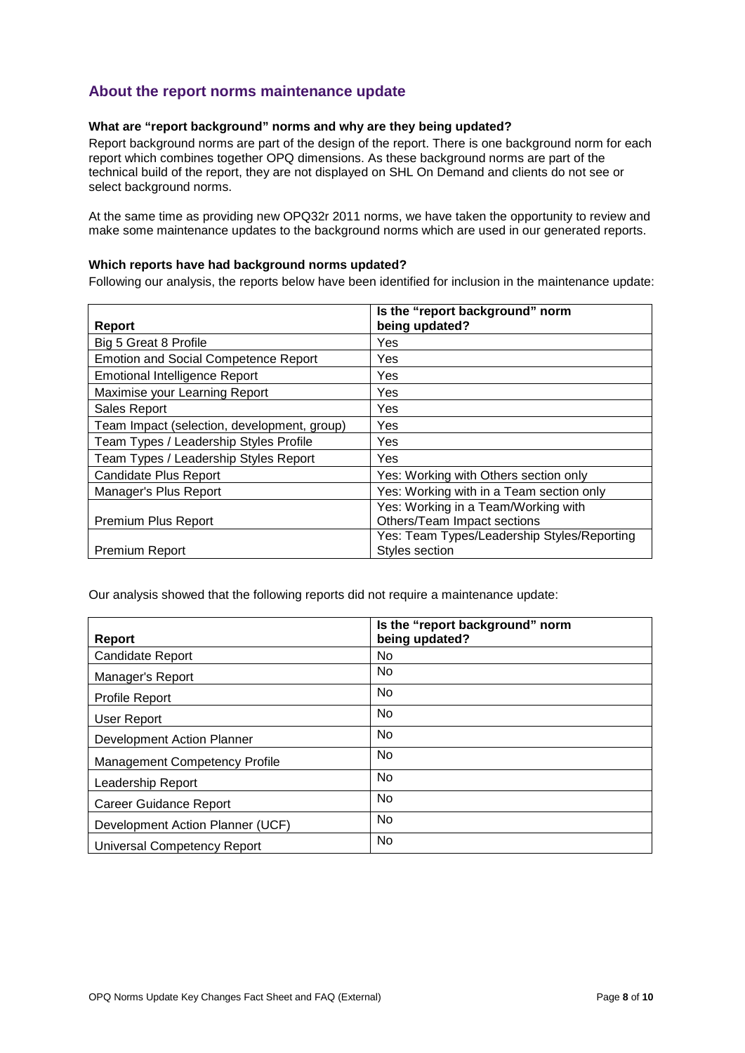## About the report norms maintenance update

**What are "report background" norms and why are they being updated?**

Report background norms are part of the design of the report. There is one background norm for each report which combines together OPQ dimensions. As these background norms are part of the technical build of the report, they are not displayed on SHL On Demand and clients do not see or select background norms.

At the same time as providing new OPQ32r 2011 norms, we have taken the opportunity to review and make some maintenance updates to the background norms which are used in our generated reports.

**Which reports have had background norms updated?**

Following our analysis, the reports below have been identified for inclusion in the maintenance update:

| Report | Is the "report background" norm being updated? |
|---|---|
| Big 5 Great 8 Profile | Yes |
| Emotion and Social Competence Report | Yes |
| Emotional Intelligence Report | Yes |
| Maximise your Learning Report | Yes |
| Sales Report | Yes |
| Team Impact (selection, development, group) | Yes |
| Team Types / Leadership Styles Profile | Yes |
| Team Types / Leadership Styles Report | Yes |
| Candidate Plus Report | Yes: Working with Others section only |
| Manager's Plus Report | Yes: Working with in a Team section only |
| Premium Plus Report | Yes: Working in a Team/Working with Others/Team Impact sections |
| Premium Report | Yes: Team Types/Leadership Styles/Reporting Styles section |

Our analysis showed that the following reports did not require a maintenance update:

| Report | Is the "report background" norm being updated? |
|---|---|
| Candidate Report | No |
| Manager's Report | No |
| Profile Report | No |
| User Report | No |
| Development Action Planner | No |
| Management Competency Profile | No |
| Leadership Report | No |
| Career Guidance Report | No |
| Development Action Planner (UCF) | No |
| Universal Competency Report | No |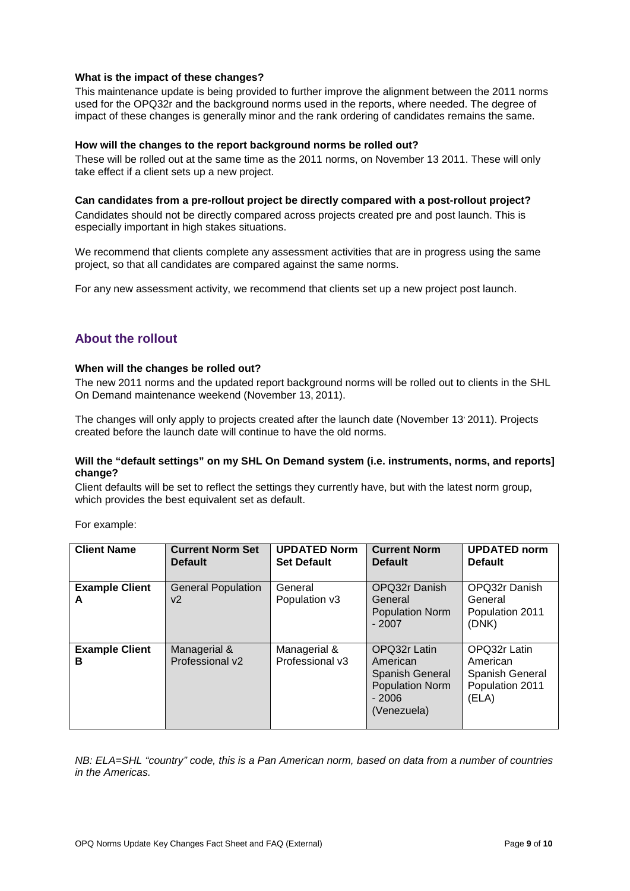**What is the impact of these changes?**

This maintenance update is being provided to further improve the alignment between the 2011 norms used for the OPQ32r and the background norms used in the reports, where needed. The degree of impact of these changes is generally minor and the rank ordering of candidates remains the same.

**How will the changes to the report background norms be rolled out?**

These will be rolled out at the same time as the 2011 norms, on November 13 2011. These will only take effect if a client sets up a new project.

**Can candidates from a pre-rollout project be directly compared with a post-rollout project?**

Candidates should not be directly compared across projects created pre and post launch. This is especially important in high stakes situations.

We recommend that clients complete any assessment activities that are in progress using the same project, so that all candidates are compared against the same norms.

For any new assessment activity, we recommend that clients set up a new project post launch.

## About the rollout

**When will the changes be rolled out?**

The new 2011 norms and the updated report background norms will be rolled out to clients in the SHL On Demand maintenance weekend (November 13, 2011).

The changes will only apply to projects created after the launch date (November 13, 2011). Projects created before the launch date will continue to have the old norms.

**Will the "default settings" on my SHL On Demand system (i.e. instruments, norms, and reports] change?**

Client defaults will be set to reflect the settings they currently have, but with the latest norm group, which provides the best equivalent set as default.

For example:

| Client Name | Current Norm Set Default | UPDATED Norm Set Default | Current Norm Default | UPDATED norm Default |
|---|---|---|---|---|
| **Example Client A** | General Population v2 | General Population v3 | OPQ32r Danish General Population Norm - 2007 | OPQ32r Danish General Population 2011 (DNK) |
| **Example Client B** | Managerial & Professional v2 | Managerial & Professional v3 | OPQ32r Latin American Spanish General Population Norm - 2006 (Venezuela) | OPQ32r Latin American Spanish General Population 2011 (ELA) |

*NB: ELA=SHL "country" code, this is a Pan American norm, based on data from a number of countries in the Americas.*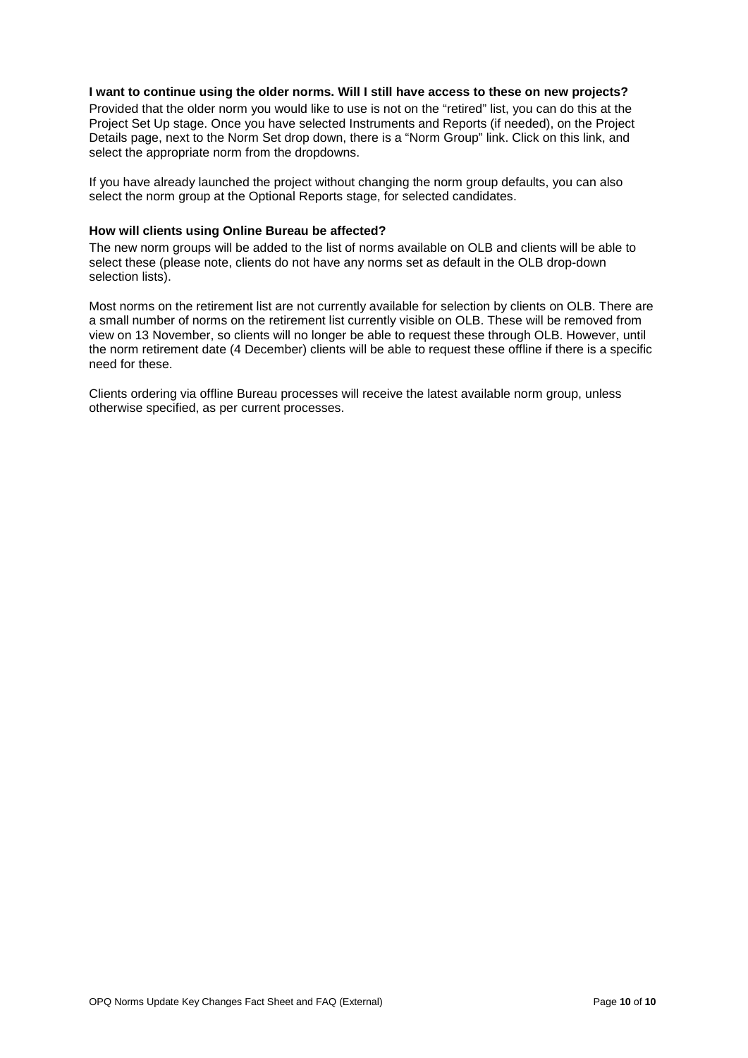**I want to continue using the older norms. Will I still have access to these on new projects?**

Provided that the older norm you would like to use is not on the "retired" list, you can do this at the Project Set Up stage. Once you have selected Instruments and Reports (if needed), on the Project Details page, next to the Norm Set drop down, there is a "Norm Group" link. Click on this link, and select the appropriate norm from the dropdowns.

If you have already launched the project without changing the norm group defaults, you can also select the norm group at the Optional Reports stage, for selected candidates.

**How will clients using Online Bureau be affected?**

The new norm groups will be added to the list of norms available on OLB and clients will be able to select these (please note, clients do not have any norms set as default in the OLB drop-down selection lists).

Most norms on the retirement list are not currently available for selection by clients on OLB. There are a small number of norms on the retirement list currently visible on OLB. These will be removed from view on 13 November, so clients will no longer be able to request these through OLB. However, until the norm retirement date (4 December) clients will be able to request these offline if there is a specific need for these.

Clients ordering via offline Bureau processes will receive the latest available norm group, unless otherwise specified, as per current processes.